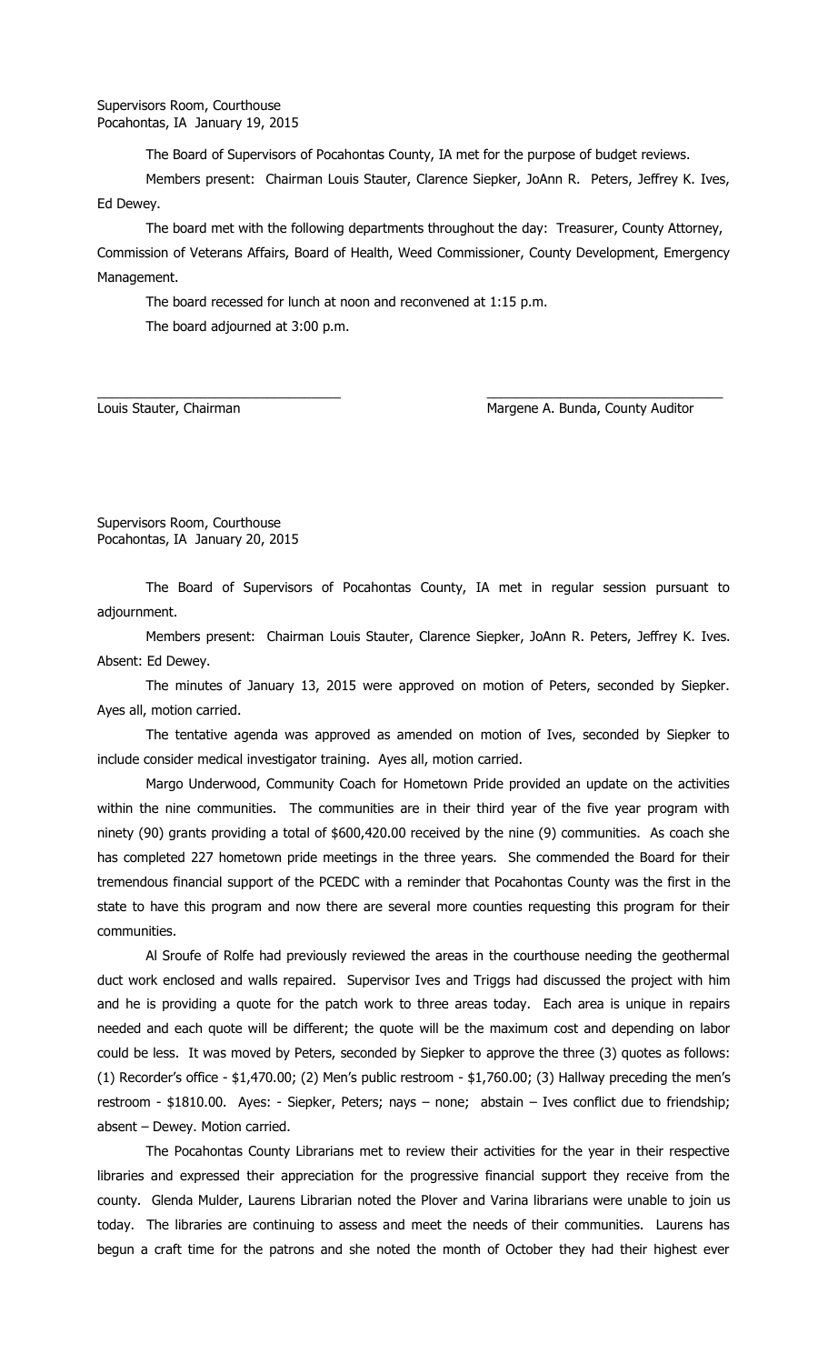Supervisors Room, Courthouse
Pocahontas, IA January 19, 2015

The Board of Supervisors of Pocahontas County, IA met for the purpose of budget reviews.

Members present: Chairman Louis Stauter, Clarence Siepker, JoAnn R. Peters, Jeffrey K. Ives, Ed Dewey.

The board met with the following departments throughout the day: Treasurer, County Attorney, Commission of Veterans Affairs, Board of Health, Weed Commissioner, County Development, Emergency Management.

The board recessed for lunch at noon and reconvened at 1:15 p.m.

The board adjourned at 3:00 p.m.

\_\_\_\_\_\_\_\_\_\_\_\_\_\_\_\_\_\_\_\_\_\_\_\_\_\_\_\_\_\_\_\_ \_\_\_\_\_\_\_\_\_\_\_\_\_\_\_\_\_\_\_\_\_\_\_\_\_\_\_\_\_\_\_\_

Louis Stauter, Chairman Margene A. Bunda, County Auditor

Supervisors Room, Courthouse
Pocahontas, IA January 20, 2015

The Board of Supervisors of Pocahontas County, IA met in regular session pursuant to adjournment.

Members present: Chairman Louis Stauter, Clarence Siepker, JoAnn R. Peters, Jeffrey K. Ives. Absent: Ed Dewey.

The minutes of January 13, 2015 were approved on motion of Peters, seconded by Siepker. Ayes all, motion carried.

The tentative agenda was approved as amended on motion of Ives, seconded by Siepker to include consider medical investigator training. Ayes all, motion carried.

Margo Underwood, Community Coach for Hometown Pride provided an update on the activities within the nine communities. The communities are in their third year of the five year program with ninety (90) grants providing a total of $600,420.00 received by the nine (9) communities. As coach she has completed 227 hometown pride meetings in the three years. She commended the Board for their tremendous financial support of the PCEDC with a reminder that Pocahontas County was the first in the state to have this program and now there are several more counties requesting this program for their communities.

Al Sroufe of Rolfe had previously reviewed the areas in the courthouse needing the geothermal duct work enclosed and walls repaired. Supervisor Ives and Triggs had discussed the project with him and he is providing a quote for the patch work to three areas today. Each area is unique in repairs needed and each quote will be different; the quote will be the maximum cost and depending on labor could be less. It was moved by Peters, seconded by Siepker to approve the three (3) quotes as follows: (1) Recorder's office - $1,470.00; (2) Men's public restroom - $1,760.00; (3) Hallway preceding the men's restroom - $1810.00. Ayes: - Siepker, Peters; nays – none; abstain – Ives conflict due to friendship; absent – Dewey. Motion carried.

The Pocahontas County Librarians met to review their activities for the year in their respective libraries and expressed their appreciation for the progressive financial support they receive from the county. Glenda Mulder, Laurens Librarian noted the Plover and Varina librarians were unable to join us today. The libraries are continuing to assess and meet the needs of their communities. Laurens has begun a craft time for the patrons and she noted the month of October they had their highest ever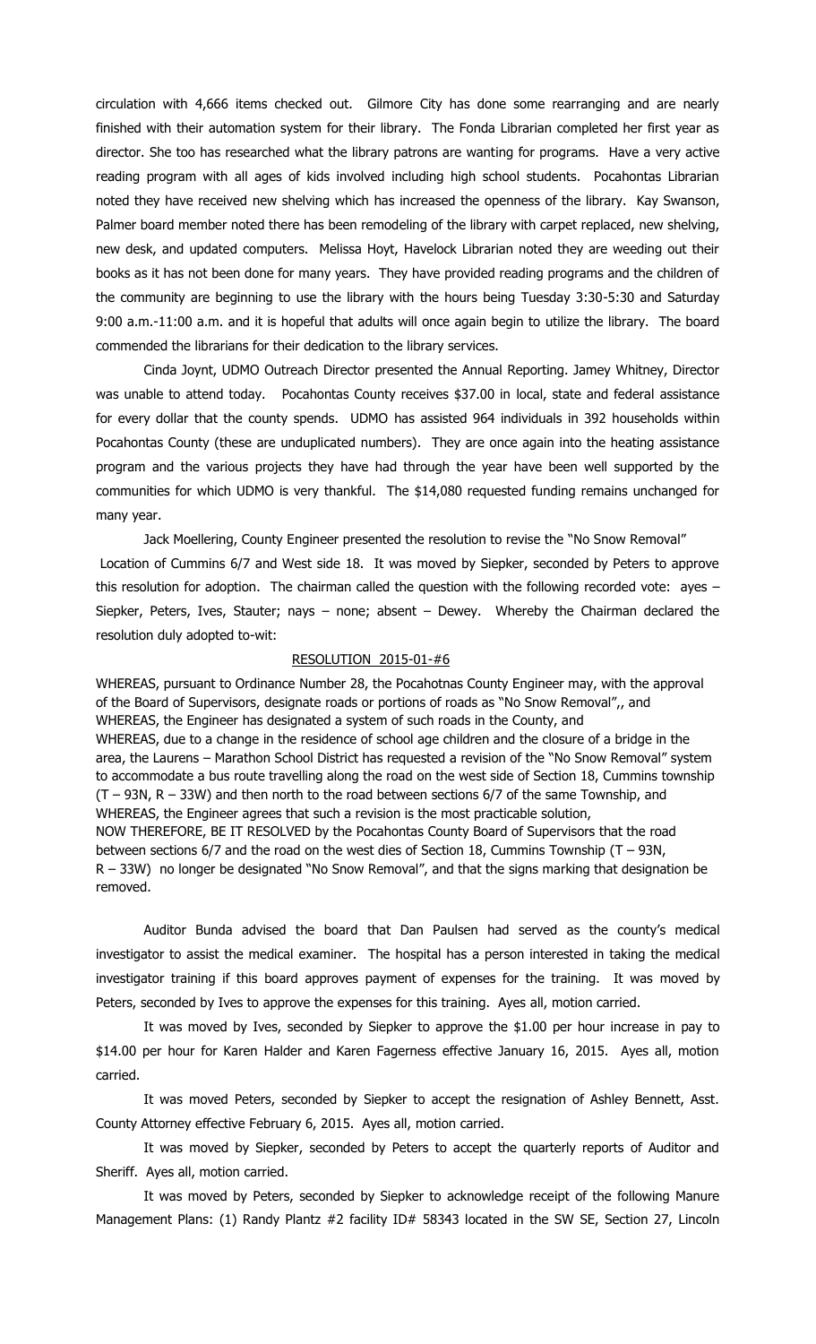circulation with 4,666 items checked out. Gilmore City has done some rearranging and are nearly finished with their automation system for their library. The Fonda Librarian completed her first year as director. She too has researched what the library patrons are wanting for programs. Have a very active reading program with all ages of kids involved including high school students. Pocahontas Librarian noted they have received new shelving which has increased the openness of the library. Kay Swanson, Palmer board member noted there has been remodeling of the library with carpet replaced, new shelving, new desk, and updated computers. Melissa Hoyt, Havelock Librarian noted they are weeding out their books as it has not been done for many years. They have provided reading programs and the children of the community are beginning to use the library with the hours being Tuesday 3:30-5:30 and Saturday 9:00 a.m.-11:00 a.m. and it is hopeful that adults will once again begin to utilize the library. The board commended the librarians for their dedication to the library services.

Cinda Joynt, UDMO Outreach Director presented the Annual Reporting. Jamey Whitney, Director was unable to attend today. Pocahontas County receives $37.00 in local, state and federal assistance for every dollar that the county spends. UDMO has assisted 964 individuals in 392 households within Pocahontas County (these are unduplicated numbers). They are once again into the heating assistance program and the various projects they have had through the year have been well supported by the communities for which UDMO is very thankful. The $14,080 requested funding remains unchanged for many year.

Jack Moellering, County Engineer presented the resolution to revise the "No Snow Removal" Location of Cummins 6/7 and West side 18. It was moved by Siepker, seconded by Peters to approve this resolution for adoption. The chairman called the question with the following recorded vote: ayes – Siepker, Peters, Ives, Stauter; nays – none; absent – Dewey. Whereby the Chairman declared the resolution duly adopted to-wit:

RESOLUTION 2015-01-#6

WHEREAS, pursuant to Ordinance Number 28, the Pocahotnas County Engineer may, with the approval of the Board of Supervisors, designate roads or portions of roads as "No Snow Removal",, and
WHEREAS, the Engineer has designated a system of such roads in the County, and
WHEREAS, due to a change in the residence of school age children and the closure of a bridge in the area, the Laurens – Marathon School District has requested a revision of the "No Snow Removal" system to accommodate a bus route travelling along the road on the west side of Section 18, Cummins township (T – 93N, R – 33W) and then north to the road between sections 6/7 of the same Township, and
WHEREAS, the Engineer agrees that such a revision is the most practicable solution,
NOW THEREFORE, BE IT RESOLVED by the Pocahontas County Board of Supervisors that the road between sections 6/7 and the road on the west dies of Section 18, Cummins Township (T – 93N, R – 33W) no longer be designated "No Snow Removal", and that the signs marking that designation be removed.

Auditor Bunda advised the board that Dan Paulsen had served as the county's medical investigator to assist the medical examiner. The hospital has a person interested in taking the medical investigator training if this board approves payment of expenses for the training. It was moved by Peters, seconded by Ives to approve the expenses for this training. Ayes all, motion carried.

It was moved by Ives, seconded by Siepker to approve the $1.00 per hour increase in pay to $14.00 per hour for Karen Halder and Karen Fagerness effective January 16, 2015. Ayes all, motion carried.

It was moved Peters, seconded by Siepker to accept the resignation of Ashley Bennett, Asst. County Attorney effective February 6, 2015. Ayes all, motion carried.

It was moved by Siepker, seconded by Peters to accept the quarterly reports of Auditor and Sheriff. Ayes all, motion carried.

It was moved by Peters, seconded by Siepker to acknowledge receipt of the following Manure Management Plans: (1) Randy Plantz #2 facility ID# 58343 located in the SW SE, Section 27, Lincoln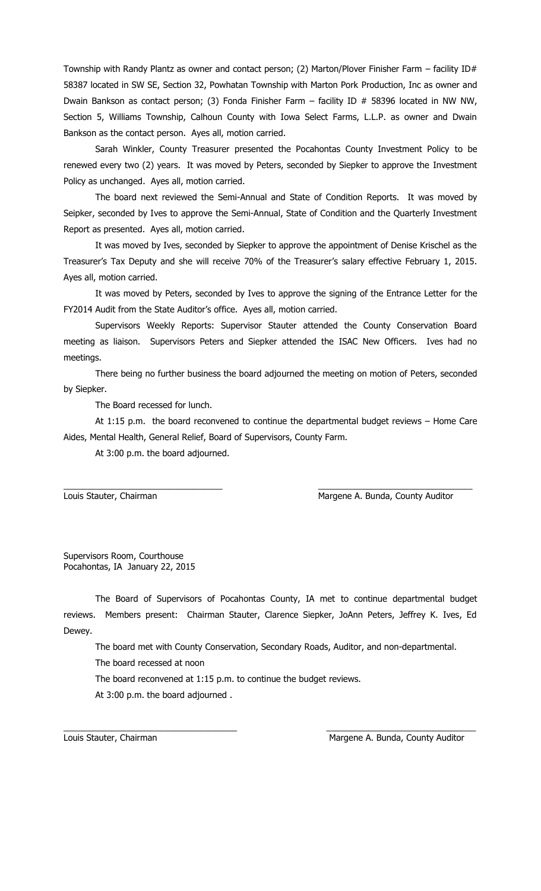Township with Randy Plantz as owner and contact person; (2) Marton/Plover Finisher Farm – facility ID# 58387 located in SW SE, Section 32, Powhatan Township with Marton Pork Production, Inc as owner and Dwain Bankson as contact person; (3) Fonda Finisher Farm – facility ID # 58396 located in NW NW, Section 5, Williams Township, Calhoun County with Iowa Select Farms, L.L.P. as owner and Dwain Bankson as the contact person. Ayes all, motion carried.

Sarah Winkler, County Treasurer presented the Pocahontas County Investment Policy to be renewed every two (2) years. It was moved by Peters, seconded by Siepker to approve the Investment Policy as unchanged. Ayes all, motion carried.

The board next reviewed the Semi-Annual and State of Condition Reports. It was moved by Seipker, seconded by Ives to approve the Semi-Annual, State of Condition and the Quarterly Investment Report as presented. Ayes all, motion carried.

It was moved by Ives, seconded by Siepker to approve the appointment of Denise Krischel as the Treasurer's Tax Deputy and she will receive 70% of the Treasurer's salary effective February 1, 2015. Ayes all, motion carried.

It was moved by Peters, seconded by Ives to approve the signing of the Entrance Letter for the FY2014 Audit from the State Auditor's office. Ayes all, motion carried.

Supervisors Weekly Reports: Supervisor Stauter attended the County Conservation Board meeting as liaison. Supervisors Peters and Siepker attended the ISAC New Officers. Ives had no meetings.

There being no further business the board adjourned the meeting on motion of Peters, seconded by Siepker.

The Board recessed for lunch.

At 1:15 p.m. the board reconvened to continue the departmental budget reviews – Home Care Aides, Mental Health, General Relief, Board of Supervisors, County Farm.

At 3:00 p.m. the board adjourned.

\_\_\_\_\_\_\_\_\_\_\_\_\_\_\_\_\_\_\_\_\_\_\_\_\_\_\_\_\_\_\_\_ \_\_\_\_\_\_\_\_\_\_\_\_\_\_\_\_\_\_\_\_\_\_\_\_\_\_\_\_\_\_\_\_

Louis Stauter, Chairman Margene A. Bunda, County Auditor

Supervisors Room, Courthouse
Pocahontas, IA January 22, 2015

The Board of Supervisors of Pocahontas County, IA met to continue departmental budget reviews. Members present: Chairman Stauter, Clarence Siepker, JoAnn Peters, Jeffrey K. Ives, Ed Dewey.

The board met with County Conservation, Secondary Roads, Auditor, and non-departmental.

The board recessed at noon

The board reconvened at 1:15 p.m. to continue the budget reviews.

At 3:00 p.m. the board adjourned .

\_\_\_\_\_\_\_\_\_\_\_\_\_\_\_\_\_\_\_\_\_\_\_\_\_\_\_\_\_\_\_\_ \_\_\_\_\_\_\_\_\_\_\_\_\_\_\_\_\_\_\_\_\_\_\_\_\_\_\_\_\_\_\_\_

Louis Stauter, Chairman Margene A. Bunda, County Auditor